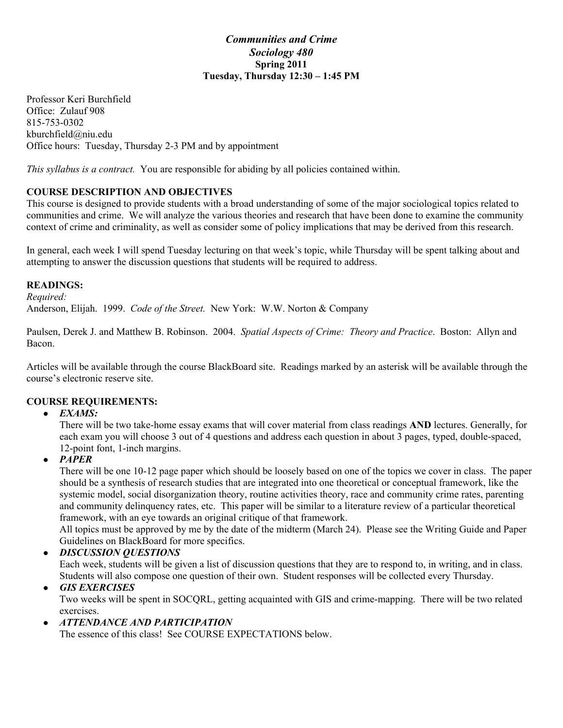# *Communities and Crime*
## *Sociology 480*
### Spring 2011
### Tuesday, Thursday 12:30 – 1:45 PM

Professor Keri Burchfield
Office: Zulauf 908
815-753-0302
kburchfield@niu.edu
Office hours: Tuesday, Thursday 2-3 PM and by appointment

*This syllabus is a contract.* You are responsible for abiding by all policies contained within.

**COURSE DESCRIPTION AND OBJECTIVES**

This course is designed to provide students with a broad understanding of some of the major sociological topics related to communities and crime. We will analyze the various theories and research that have been done to examine the community context of crime and criminality, as well as consider some of policy implications that may be derived from this research.

In general, each week I will spend Tuesday lecturing on that week's topic, while Thursday will be spent talking about and attempting to answer the discussion questions that students will be required to address.

**READINGS:**

*Required:*

Anderson, Elijah. 1999. *Code of the Street.* New York: W.W. Norton & Company

Paulsen, Derek J. and Matthew B. Robinson. 2004. *Spatial Aspects of Crime: Theory and Practice*. Boston: Allyn and Bacon.

Articles will be available through the course BlackBoard site. Readings marked by an asterisk will be available through the course's electronic reserve site.

**COURSE REQUIREMENTS:**

- ***EXAMS:***
  There will be two take-home essay exams that will cover material from class readings **AND** lectures. Generally, for each exam you will choose 3 out of 4 questions and address each question in about 3 pages, typed, double-spaced, 12-point font, 1-inch margins.
- ***PAPER***
  There will be one 10-12 page paper which should be loosely based on one of the topics we cover in class. The paper should be a synthesis of research studies that are integrated into one theoretical or conceptual framework, like the systemic model, social disorganization theory, routine activities theory, race and community crime rates, parenting and community delinquency rates, etc. This paper will be similar to a literature review of a particular theoretical framework, with an eye towards an original critique of that framework.
  All topics must be approved by me by the date of the midterm (March 24). Please see the Writing Guide and Paper Guidelines on BlackBoard for more specifics.
- ***DISCUSSION QUESTIONS***
  Each week, students will be given a list of discussion questions that they are to respond to, in writing, and in class. Students will also compose one question of their own. Student responses will be collected every Thursday.
- ***GIS EXERCISES***
  Two weeks will be spent in SOCQRL, getting acquainted with GIS and crime-mapping. There will be two related exercises.
- ***ATTENDANCE AND PARTICIPATION***
  The essence of this class! See COURSE EXPECTATIONS below.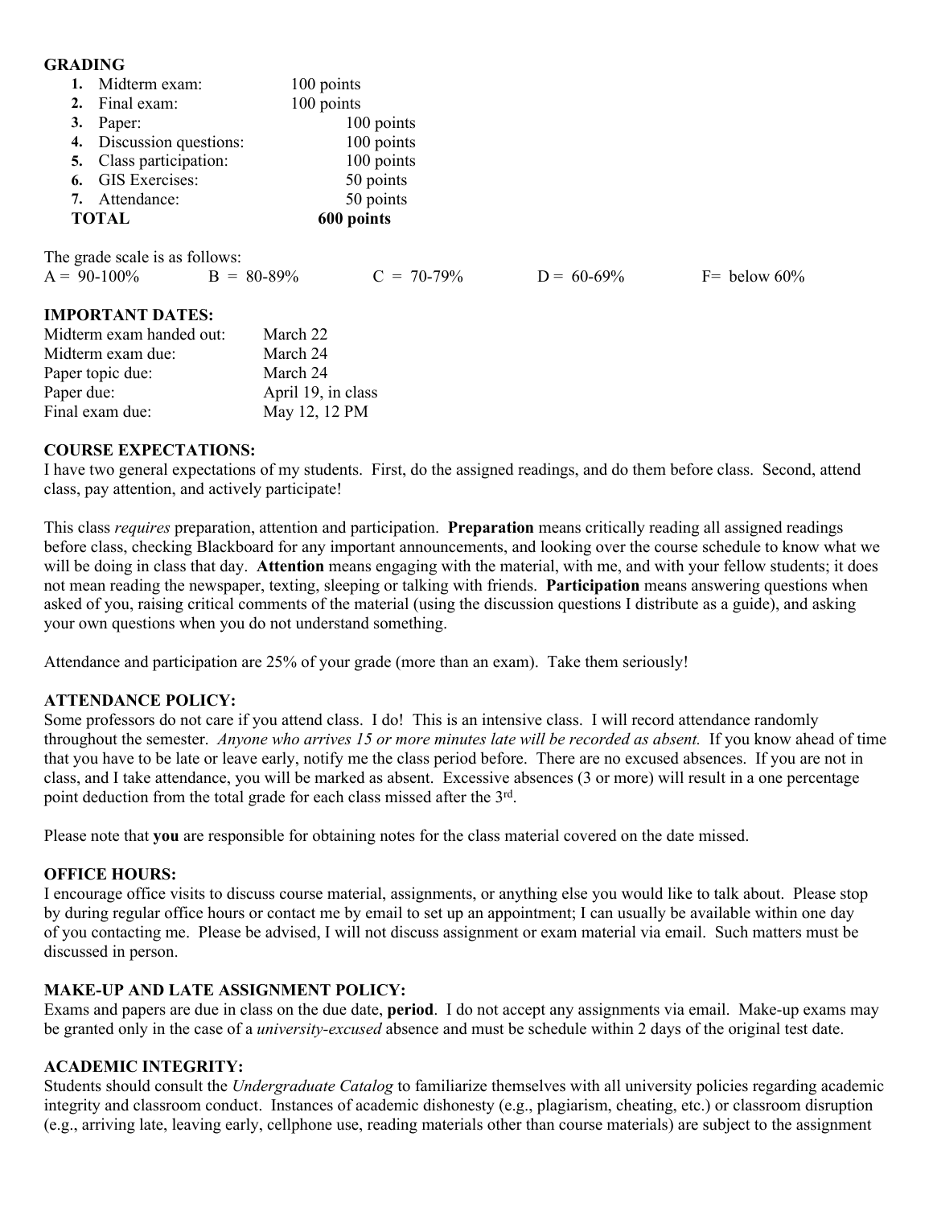## GRADING

1. Midterm exam: 100 points
2. Final exam: 100 points
3. Paper: 100 points
4. Discussion questions: 100 points
5. Class participation: 100 points
6. GIS Exercises: 50 points
7. Attendance: 50 points

**TOTAL 600 points**

The grade scale is as follows:

A = 90-100% B = 80-89% C = 70-79% D = 60-69% F= below 60%

## IMPORTANT DATES:

| | |
|---|---|
| Midterm exam handed out: | March 22 |
| Midterm exam due: | March 24 |
| Paper topic due: | March 24 |
| Paper due: | April 19, in class |
| Final exam due: | May 12, 12 PM |

## COURSE EXPECTATIONS:

I have two general expectations of my students. First, do the assigned readings, and do them before class. Second, attend class, pay attention, and actively participate!

This class *requires* preparation, attention and participation. **Preparation** means critically reading all assigned readings before class, checking Blackboard for any important announcements, and looking over the course schedule to know what we will be doing in class that day. **Attention** means engaging with the material, with me, and with your fellow students; it does not mean reading the newspaper, texting, sleeping or talking with friends. **Participation** means answering questions when asked of you, raising critical comments of the material (using the discussion questions I distribute as a guide), and asking your own questions when you do not understand something.

Attendance and participation are 25% of your grade (more than an exam). Take them seriously!

## ATTENDANCE POLICY:

Some professors do not care if you attend class. I do! This is an intensive class. I will record attendance randomly throughout the semester. *Anyone who arrives 15 or more minutes late will be recorded as absent.* If you know ahead of time that you have to be late or leave early, notify me the class period before. There are no excused absences. If you are not in class, and I take attendance, you will be marked as absent. Excessive absences (3 or more) will result in a one percentage point deduction from the total grade for each class missed after the 3rd.

Please note that **you** are responsible for obtaining notes for the class material covered on the date missed.

## OFFICE HOURS:

I encourage office visits to discuss course material, assignments, or anything else you would like to talk about. Please stop by during regular office hours or contact me by email to set up an appointment; I can usually be available within one day of you contacting me. Please be advised, I will not discuss assignment or exam material via email. Such matters must be discussed in person.

## MAKE-UP AND LATE ASSIGNMENT POLICY:

Exams and papers are due in class on the due date, **period**. I do not accept any assignments via email. Make-up exams may be granted only in the case of a *university-excused* absence and must be schedule within 2 days of the original test date.

## ACADEMIC INTEGRITY:

Students should consult the *Undergraduate Catalog* to familiarize themselves with all university policies regarding academic integrity and classroom conduct. Instances of academic dishonesty (e.g., plagiarism, cheating, etc.) or classroom disruption (e.g., arriving late, leaving early, cellphone use, reading materials other than course materials) are subject to the assignment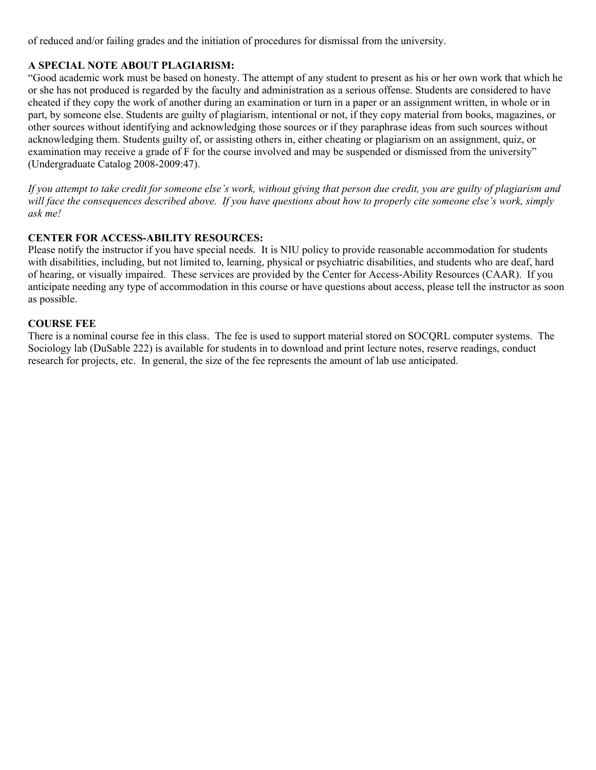of reduced and/or failing grades and the initiation of procedures for dismissal from the university.

**A SPECIAL NOTE ABOUT PLAGIARISM:**

"Good academic work must be based on honesty. The attempt of any student to present as his or her own work that which he or she has not produced is regarded by the faculty and administration as a serious offense. Students are considered to have cheated if they copy the work of another during an examination or turn in a paper or an assignment written, in whole or in part, by someone else. Students are guilty of plagiarism, intentional or not, if they copy material from books, magazines, or other sources without identifying and acknowledging those sources or if they paraphrase ideas from such sources without acknowledging them. Students guilty of, or assisting others in, either cheating or plagiarism on an assignment, quiz, or examination may receive a grade of F for the course involved and may be suspended or dismissed from the university" (Undergraduate Catalog 2008-2009:47).

*If you attempt to take credit for someone else's work, without giving that person due credit, you are guilty of plagiarism and will face the consequences described above. If you have questions about how to properly cite someone else's work, simply ask me!*

**CENTER FOR ACCESS-ABILITY RESOURCES:**

Please notify the instructor if you have special needs. It is NIU policy to provide reasonable accommodation for students with disabilities, including, but not limited to, learning, physical or psychiatric disabilities, and students who are deaf, hard of hearing, or visually impaired. These services are provided by the Center for Access-Ability Resources (CAAR). If you anticipate needing any type of accommodation in this course or have questions about access, please tell the instructor as soon as possible.

**COURSE FEE**

There is a nominal course fee in this class. The fee is used to support material stored on SOCQRL computer systems. The Sociology lab (DuSable 222) is available for students in to download and print lecture notes, reserve readings, conduct research for projects, etc. In general, the size of the fee represents the amount of lab use anticipated.